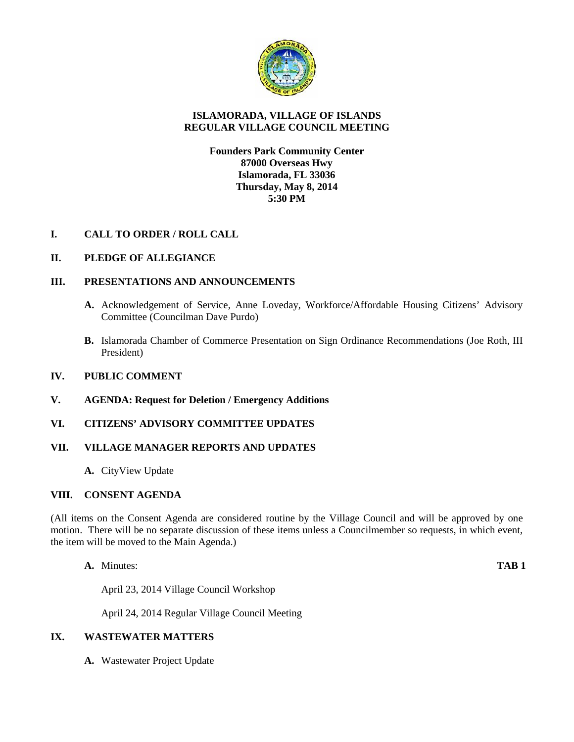# ISLAMORADA, VILLAGE OF ISLANDS
# REGULAR VILLAGE COUNCIL MEETING

**Founders Park Community Center**
**87000 Overseas Hwy**
**Islamorada, FL 33036**
**Thursday, May 8, 2014**
**5:30 PM**

## I. CALL TO ORDER / ROLL CALL

## II. PLEDGE OF ALLEGIANCE

## III. PRESENTATIONS AND ANNOUNCEMENTS

**A.** Acknowledgement of Service, Anne Loveday, Workforce/Affordable Housing Citizens' Advisory Committee (Councilman Dave Purdo)

**B.** Islamorada Chamber of Commerce Presentation on Sign Ordinance Recommendations (Joe Roth, III President)

## IV. PUBLIC COMMENT

## V. AGENDA: Request for Deletion / Emergency Additions

## VI. CITIZENS' ADVISORY COMMITTEE UPDATES

## VII. VILLAGE MANAGER REPORTS AND UPDATES

**A.** CityView Update

## VIII. CONSENT AGENDA

(All items on the Consent Agenda are considered routine by the Village Council and will be approved by one motion. There will be no separate discussion of these items unless a Councilmember so requests, in which event, the item will be moved to the Main Agenda.)

**A.** Minutes: **TAB 1**

April 23, 2014 Village Council Workshop

April 24, 2014 Regular Village Council Meeting

## IX. WASTEWATER MATTERS

**A.** Wastewater Project Update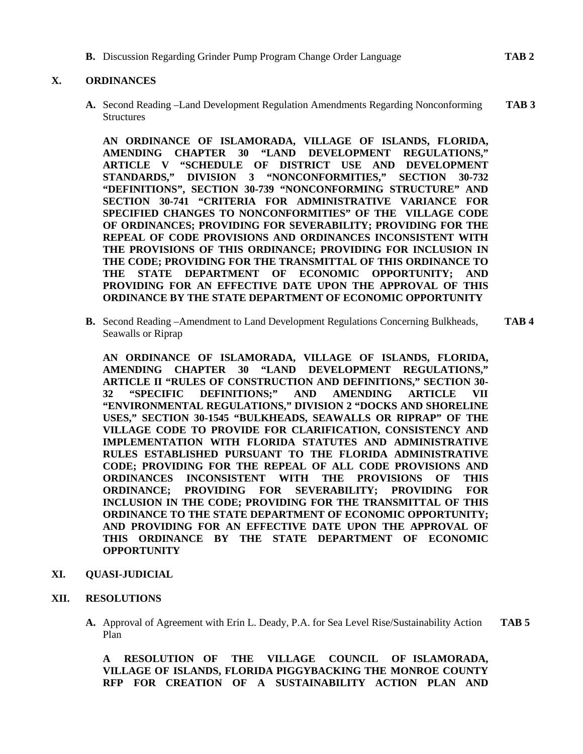**B.** Discussion Regarding Grinder Pump Program Change Order Language **TAB 2**

## X. ORDINANCES

**A.** Second Reading –Land Development Regulation Amendments Regarding Nonconforming Structures **TAB 3**

**AN ORDINANCE OF ISLAMORADA, VILLAGE OF ISLANDS, FLORIDA, AMENDING CHAPTER 30 "LAND DEVELOPMENT REGULATIONS," ARTICLE V "SCHEDULE OF DISTRICT USE AND DEVELOPMENT STANDARDS," DIVISION 3 "NONCONFORMITIES," SECTION 30-732 "DEFINITIONS", SECTION 30-739 "NONCONFORMING STRUCTURE" AND SECTION 30-741 "CRITERIA FOR ADMINISTRATIVE VARIANCE FOR SPECIFIED CHANGES TO NONCONFORMITIES" OF THE VILLAGE CODE OF ORDINANCES; PROVIDING FOR SEVERABILITY; PROVIDING FOR THE REPEAL OF CODE PROVISIONS AND ORDINANCES INCONSISTENT WITH THE PROVISIONS OF THIS ORDINANCE; PROVIDING FOR INCLUSION IN THE CODE; PROVIDING FOR THE TRANSMITTAL OF THIS ORDINANCE TO THE STATE DEPARTMENT OF ECONOMIC OPPORTUNITY; AND PROVIDING FOR AN EFFECTIVE DATE UPON THE APPROVAL OF THIS ORDINANCE BY THE STATE DEPARTMENT OF ECONOMIC OPPORTUNITY**

**B.** Second Reading –Amendment to Land Development Regulations Concerning Bulkheads, Seawalls or Riprap **TAB 4**

**AN ORDINANCE OF ISLAMORADA, VILLAGE OF ISLANDS, FLORIDA, AMENDING CHAPTER 30 "LAND DEVELOPMENT REGULATIONS," ARTICLE II "RULES OF CONSTRUCTION AND DEFINITIONS," SECTION 30-32 "SPECIFIC DEFINITIONS;" AND AMENDING ARTICLE VII "ENVIRONMENTAL REGULATIONS," DIVISION 2 "DOCKS AND SHORELINE USES," SECTION 30-1545 "BULKHEADS, SEAWALLS OR RIPRAP" OF THE VILLAGE CODE TO PROVIDE FOR CLARIFICATION, CONSISTENCY AND IMPLEMENTATION WITH FLORIDA STATUTES AND ADMINISTRATIVE RULES ESTABLISHED PURSUANT TO THE FLORIDA ADMINISTRATIVE CODE; PROVIDING FOR THE REPEAL OF ALL CODE PROVISIONS AND ORDINANCES INCONSISTENT WITH THE PROVISIONS OF THIS ORDINANCE; PROVIDING FOR SEVERABILITY; PROVIDING FOR INCLUSION IN THE CODE; PROVIDING FOR THE TRANSMITTAL OF THIS ORDINANCE TO THE STATE DEPARTMENT OF ECONOMIC OPPORTUNITY; AND PROVIDING FOR AN EFFECTIVE DATE UPON THE APPROVAL OF THIS ORDINANCE BY THE STATE DEPARTMENT OF ECONOMIC OPPORTUNITY**

## XI. QUASI-JUDICIAL

## XII. RESOLUTIONS

**A.** Approval of Agreement with Erin L. Deady, P.A. for Sea Level Rise/Sustainability Action Plan **TAB 5**

**A RESOLUTION OF THE VILLAGE COUNCIL OF ISLAMORADA, VILLAGE OF ISLANDS, FLORIDA PIGGYBACKING THE MONROE COUNTY RFP FOR CREATION OF A SUSTAINABILITY ACTION PLAN AND**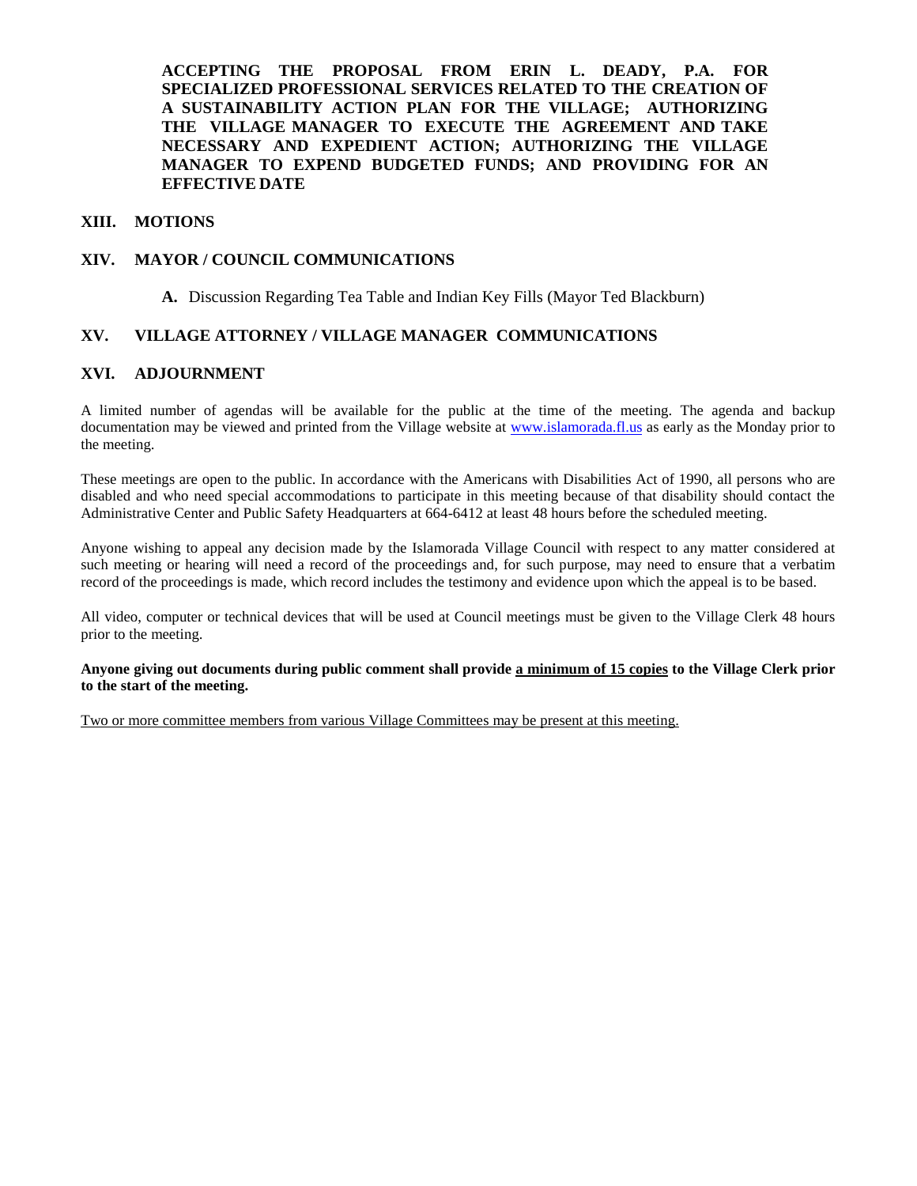**ACCEPTING THE PROPOSAL FROM ERIN L. DEADY, P.A. FOR SPECIALIZED PROFESSIONAL SERVICES RELATED TO THE CREATION OF A SUSTAINABILITY ACTION PLAN FOR THE VILLAGE; AUTHORIZING THE VILLAGE MANAGER TO EXECUTE THE AGREEMENT AND TAKE NECESSARY AND EXPEDIENT ACTION; AUTHORIZING THE VILLAGE MANAGER TO EXPEND BUDGETED FUNDS; AND PROVIDING FOR AN EFFECTIVE DATE**

## XIII. MOTIONS

## XIV. MAYOR / COUNCIL COMMUNICATIONS

**A.** Discussion Regarding Tea Table and Indian Key Fills (Mayor Ted Blackburn)

## XV. VILLAGE ATTORNEY / VILLAGE MANAGER COMMUNICATIONS

## XVI. ADJOURNMENT

A limited number of agendas will be available for the public at the time of the meeting. The agenda and backup documentation may be viewed and printed from the Village website at [www.islamorada.fl.us](http://www.islamorada.fl.us) as early as the Monday prior to the meeting.

These meetings are open to the public. In accordance with the Americans with Disabilities Act of 1990, all persons who are disabled and who need special accommodations to participate in this meeting because of that disability should contact the Administrative Center and Public Safety Headquarters at 664-6412 at least 48 hours before the scheduled meeting.

Anyone wishing to appeal any decision made by the Islamorada Village Council with respect to any matter considered at such meeting or hearing will need a record of the proceedings and, for such purpose, may need to ensure that a verbatim record of the proceedings is made, which record includes the testimony and evidence upon which the appeal is to be based.

All video, computer or technical devices that will be used at Council meetings must be given to the Village Clerk 48 hours prior to the meeting.

**Anyone giving out documents during public comment shall provide a minimum of 15 copies to the Village Clerk prior to the start of the meeting.**

Two or more committee members from various Village Committees may be present at this meeting.